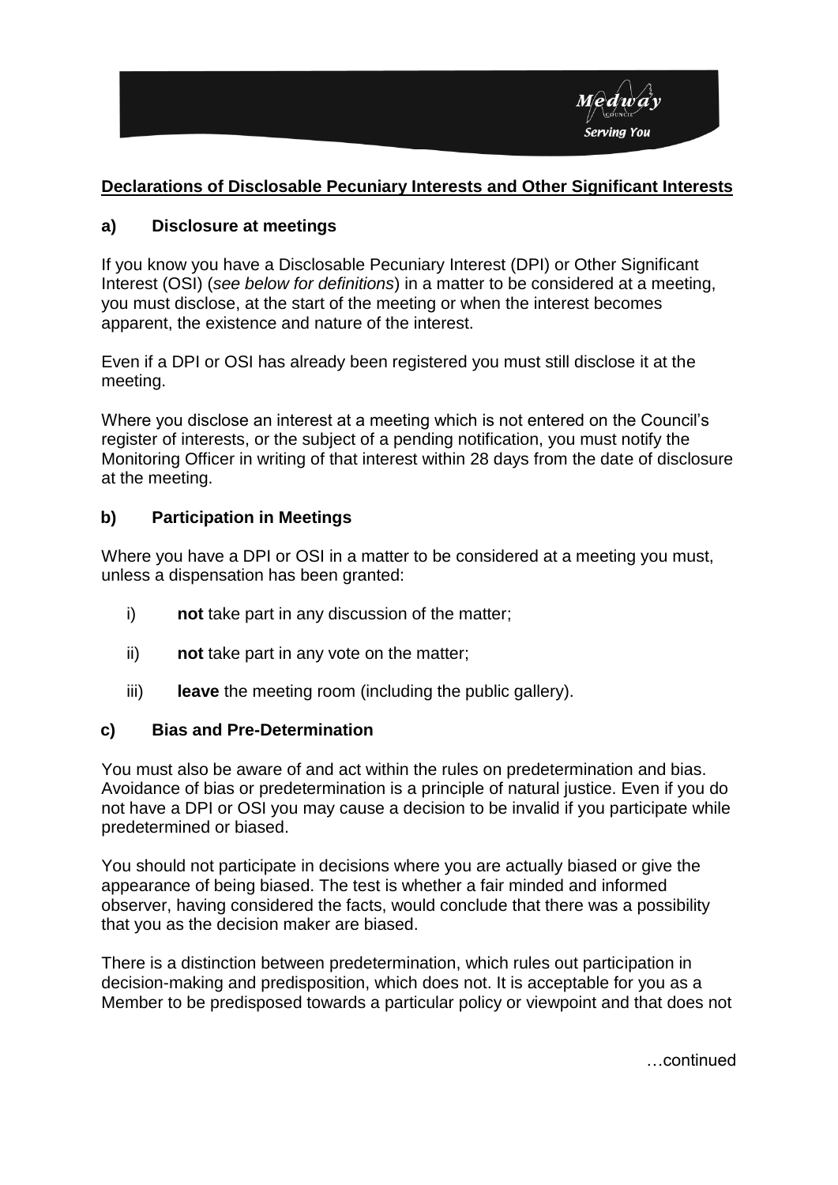## **Declarations of Disclosable Pecuniary Interests and Other Significant Interests**

### a) Disclosure at meetings

If you know you have a Disclosable Pecuniary Interest (DPI) or Other Significant Interest (OSI) (*see below for definitions*) in a matter to be considered at a meeting, you must disclose, at the start of the meeting or when the interest becomes apparent, the existence and nature of the interest.

Even if a DPI or OSI has already been registered you must still disclose it at the meeting.

Where you disclose an interest at a meeting which is not entered on the Council's register of interests, or the subject of a pending notification, you must notify the Monitoring Officer in writing of that interest within 28 days from the date of disclosure at the meeting.

### b) Participation in Meetings

Where you have a DPI or OSI in a matter to be considered at a meeting you must, unless a dispensation has been granted:

- i) **not** take part in any discussion of the matter;
- ii) **not** take part in any vote on the matter;
- iii) **leave** the meeting room (including the public gallery).

### c) Bias and Pre-Determination

You must also be aware of and act within the rules on predetermination and bias. Avoidance of bias or predetermination is a principle of natural justice. Even if you do not have a DPI or OSI you may cause a decision to be invalid if you participate while predetermined or biased.

You should not participate in decisions where you are actually biased or give the appearance of being biased. The test is whether a fair minded and informed observer, having considered the facts, would conclude that there was a possibility that you as the decision maker are biased.

There is a distinction between predetermination, which rules out participation in decision-making and predisposition, which does not. It is acceptable for you as a Member to be predisposed towards a particular policy or viewpoint and that does not

…continued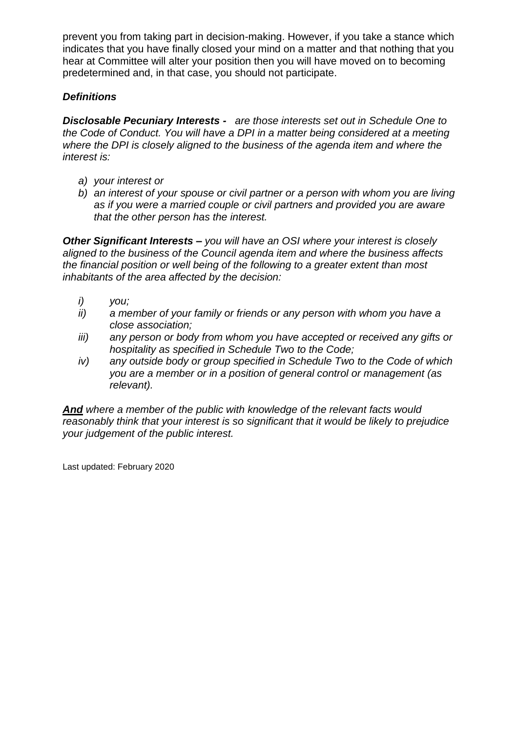prevent you from taking part in decision-making. However, if you take a stance which indicates that you have finally closed your mind on a matter and that nothing that you hear at Committee will alter your position then you will have moved on to becoming predetermined and, in that case, you should not participate.

***Definitions***

***Disclosable Pecuniary Interests -*** *are those interests set out in Schedule One to the Code of Conduct. You will have a DPI in a matter being considered at a meeting where the DPI is closely aligned to the business of the agenda item and where the interest is:*

*a) your interest or*
*b) an interest of your spouse or civil partner or a person with whom you are living as if you were a married couple or civil partners and provided you are aware that the other person has the interest.*

***Other Significant Interests –*** *you will have an OSI where your interest is closely aligned to the business of the Council agenda item and where the business affects the financial position or well being of the following to a greater extent than most inhabitants of the area affected by the decision:*

*i) you;*
*ii) a member of your family or friends or any person with whom you have a close association;*
*iii) any person or body from whom you have accepted or received any gifts or hospitality as specified in Schedule Two to the Code;*
*iv) any outside body or group specified in Schedule Two to the Code of which you are a member or in a position of general control or management (as relevant).*

***<u>And</u>*** *where a member of the public with knowledge of the relevant facts would reasonably think that your interest is so significant that it would be likely to prejudice your judgement of the public interest.*

Last updated: February 2020